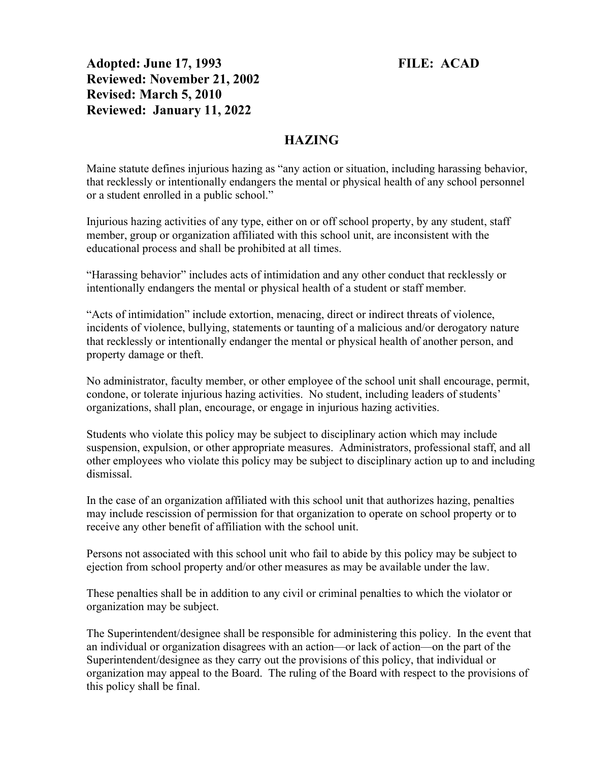**Adopted: June 17, 1993** **FILE: ACAD**
**Reviewed: November 21, 2002**
**Revised: March 5, 2010**
**Reviewed: January 11, 2022**

# HAZING

Maine statute defines injurious hazing as "any action or situation, including harassing behavior, that recklessly or intentionally endangers the mental or physical health of any school personnel or a student enrolled in a public school."

Injurious hazing activities of any type, either on or off school property, by any student, staff member, group or organization affiliated with this school unit, are inconsistent with the educational process and shall be prohibited at all times.

"Harassing behavior" includes acts of intimidation and any other conduct that recklessly or intentionally endangers the mental or physical health of a student or staff member.

"Acts of intimidation" include extortion, menacing, direct or indirect threats of violence, incidents of violence, bullying, statements or taunting of a malicious and/or derogatory nature that recklessly or intentionally endanger the mental or physical health of another person, and property damage or theft.

No administrator, faculty member, or other employee of the school unit shall encourage, permit, condone, or tolerate injurious hazing activities. No student, including leaders of students' organizations, shall plan, encourage, or engage in injurious hazing activities.

Students who violate this policy may be subject to disciplinary action which may include suspension, expulsion, or other appropriate measures. Administrators, professional staff, and all other employees who violate this policy may be subject to disciplinary action up to and including dismissal.

In the case of an organization affiliated with this school unit that authorizes hazing, penalties may include rescission of permission for that organization to operate on school property or to receive any other benefit of affiliation with the school unit.

Persons not associated with this school unit who fail to abide by this policy may be subject to ejection from school property and/or other measures as may be available under the law.

These penalties shall be in addition to any civil or criminal penalties to which the violator or organization may be subject.

The Superintendent/designee shall be responsible for administering this policy. In the event that an individual or organization disagrees with an action—or lack of action—on the part of the Superintendent/designee as they carry out the provisions of this policy, that individual or organization may appeal to the Board. The ruling of the Board with respect to the provisions of this policy shall be final.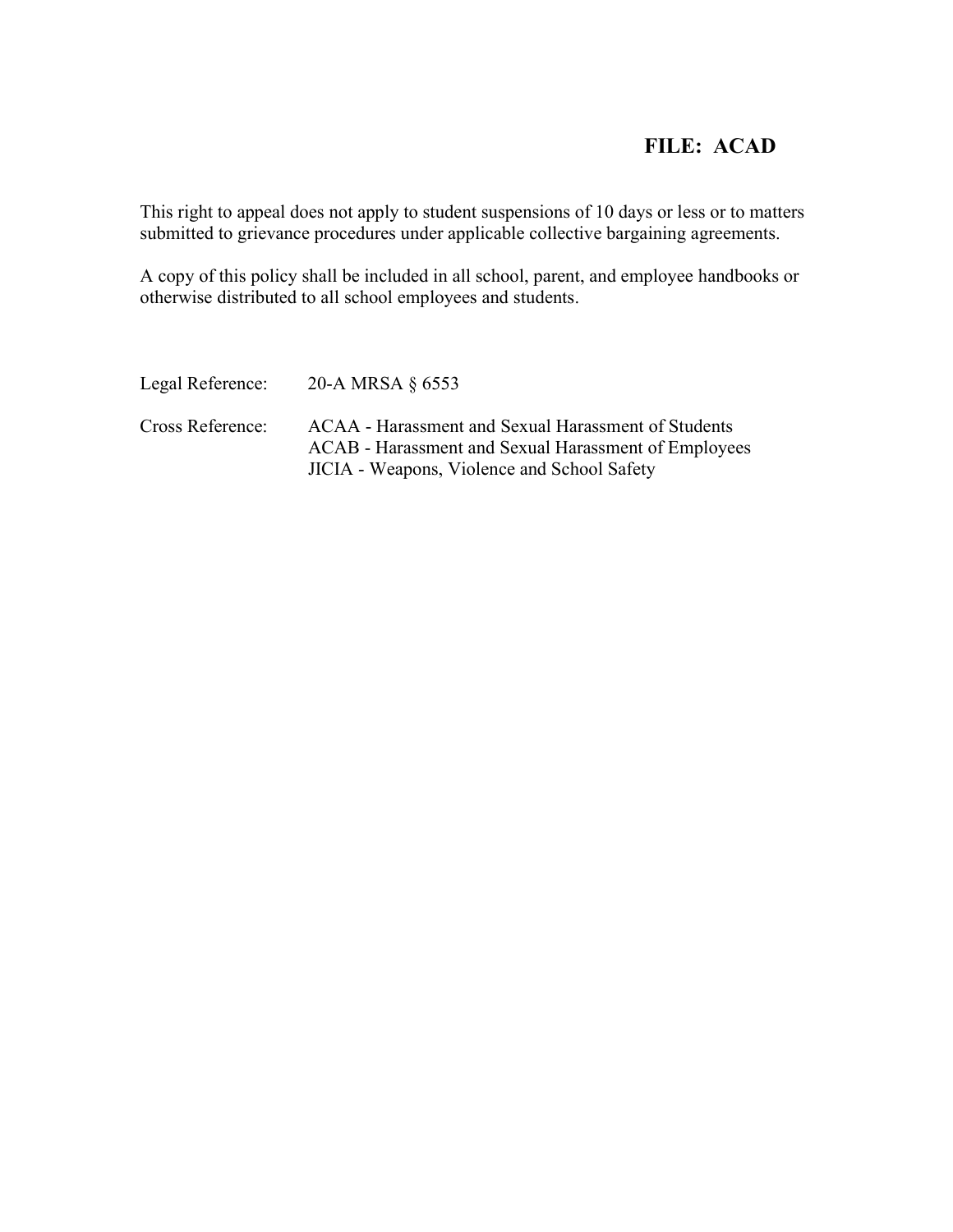**FILE: ACAD**

This right to appeal does not apply to student suspensions of 10 days or less or to matters submitted to grievance procedures under applicable collective bargaining agreements.

A copy of this policy shall be included in all school, parent, and employee handbooks or otherwise distributed to all school employees and students.

Legal Reference: 20-A MRSA § 6553

Cross Reference: ACAA - Harassment and Sexual Harassment of Students
ACAB - Harassment and Sexual Harassment of Employees
JICIA - Weapons, Violence and School Safety